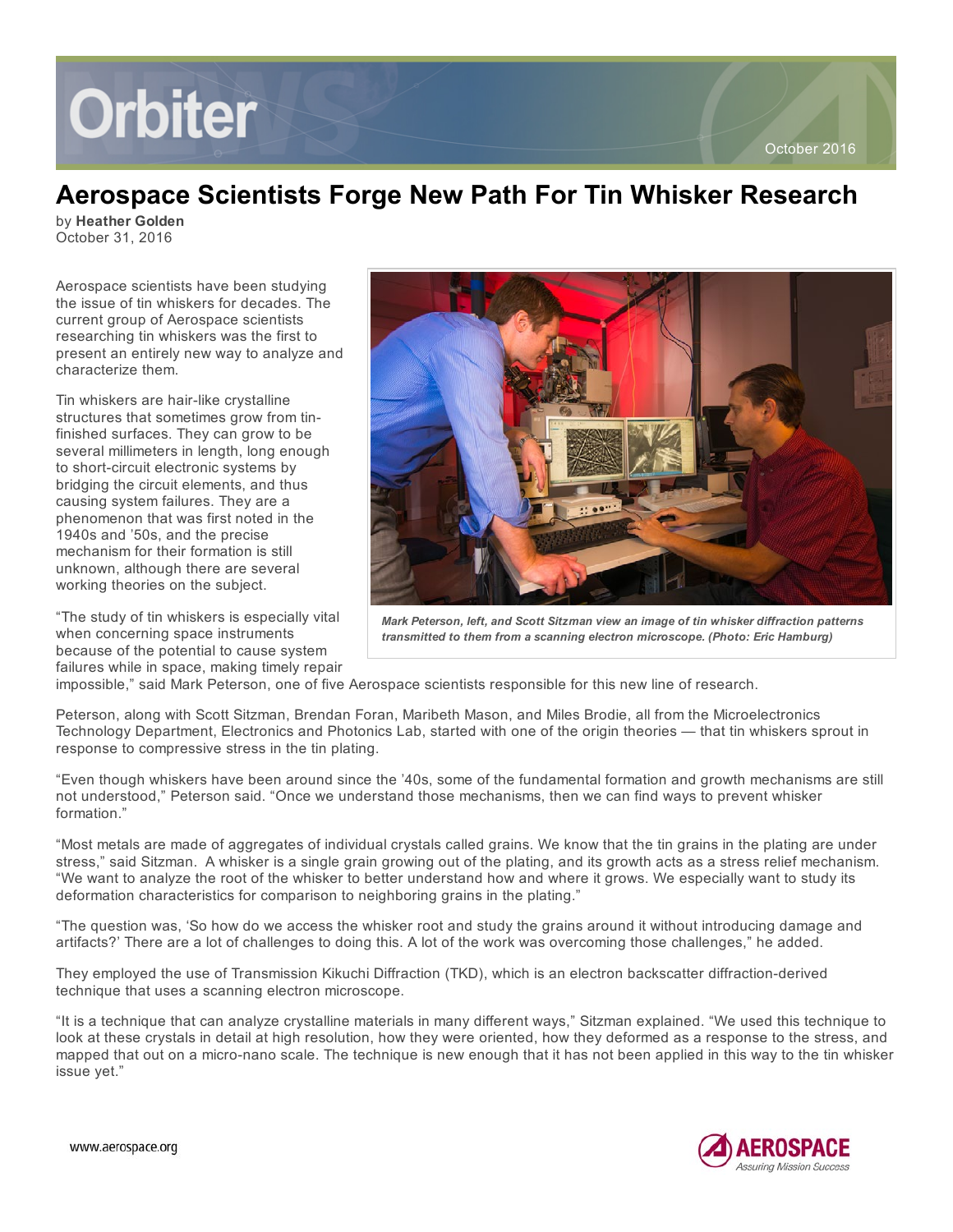# Aerospace Scientists Forge New Path For Tin Whisker Research

by **Heather Golden**
October 31, 2016

Aerospace scientists have been studying the issue of tin whiskers for decades. The current group of Aerospace scientists researching tin whiskers was the first to present an entirely new way to analyze and characterize them.

Tin whiskers are hair-like crystalline structures that sometimes grow from tin-finished surfaces. They can grow to be several millimeters in length, long enough to short-circuit electronic systems by bridging the circuit elements, and thus causing system failures. They are a phenomenon that was first noted in the 1940s and '50s, and the precise mechanism for their formation is still unknown, although there are several working theories on the subject.

*Mark Peterson, left, and Scott Sitzman view an image of tin whisker diffraction patterns transmitted to them from a scanning electron microscope. (Photo: Eric Hamburg)*

"The study of tin whiskers is especially vital when concerning space instruments because of the potential to cause system failures while in space, making timely repair impossible," said Mark Peterson, one of five Aerospace scientists responsible for this new line of research.

Peterson, along with Scott Sitzman, Brendan Foran, Maribeth Mason, and Miles Brodie, all from the Microelectronics Technology Department, Electronics and Photonics Lab, started with one of the origin theories — that tin whiskers sprout in response to compressive stress in the tin plating.

"Even though whiskers have been around since the '40s, some of the fundamental formation and growth mechanisms are still not understood," Peterson said. "Once we understand those mechanisms, then we can find ways to prevent whisker formation."

"Most metals are made of aggregates of individual crystals called grains. We know that the tin grains in the plating are under stress," said Sitzman. A whisker is a single grain growing out of the plating, and its growth acts as a stress relief mechanism. "We want to analyze the root of the whisker to better understand how and where it grows. We especially want to study its deformation characteristics for comparison to neighboring grains in the plating."

"The question was, 'So how do we access the whisker root and study the grains around it without introducing damage and artifacts?' There are a lot of challenges to doing this. A lot of the work was overcoming those challenges," he added.

They employed the use of Transmission Kikuchi Diffraction (TKD), which is an electron backscatter diffraction-derived technique that uses a scanning electron microscope.

"It is a technique that can analyze crystalline materials in many different ways," Sitzman explained. "We used this technique to look at these crystals in detail at high resolution, how they were oriented, how they deformed as a response to the stress, and mapped that out on a micro-nano scale. The technique is new enough that it has not been applied in this way to the tin whisker issue yet."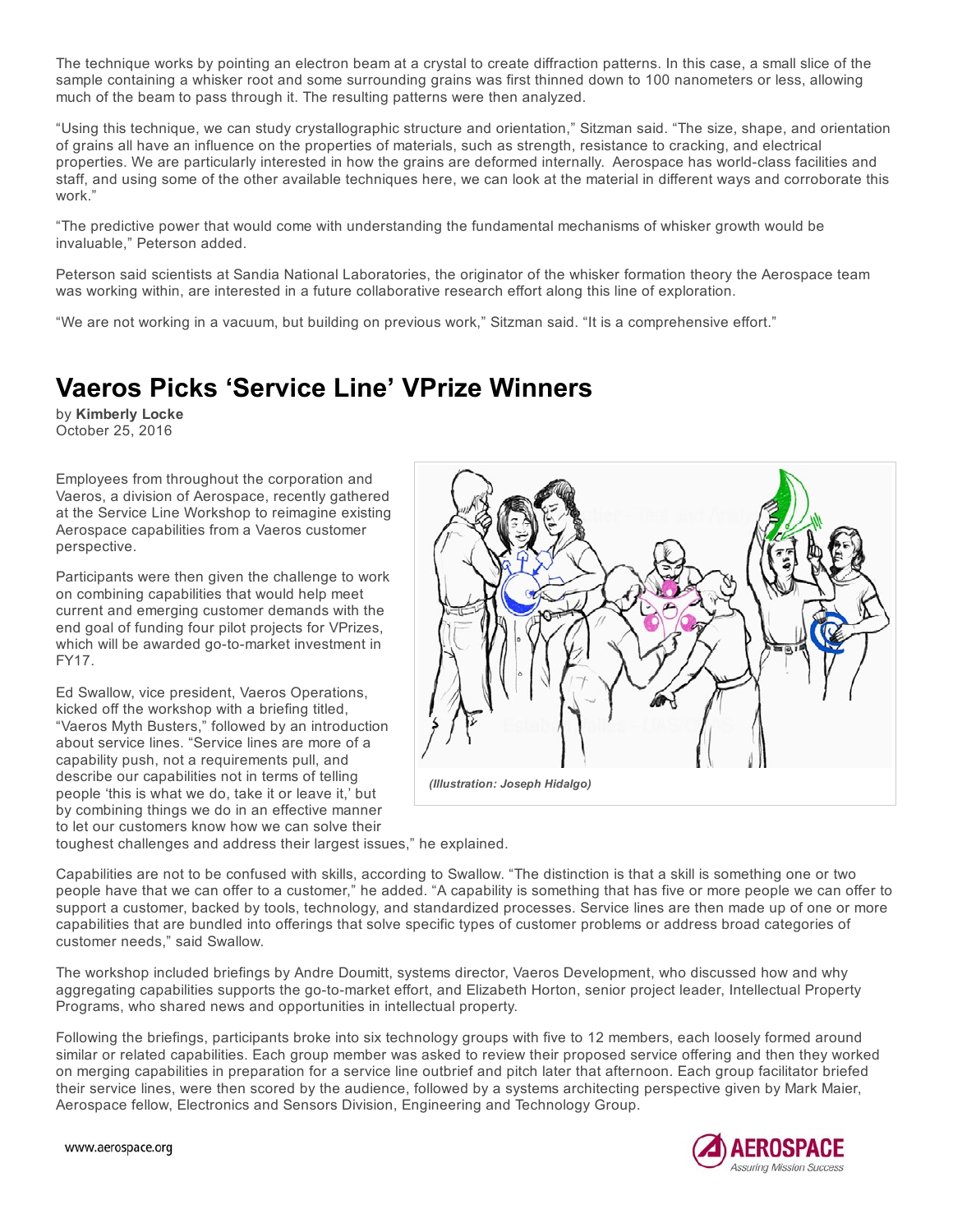The technique works by pointing an electron beam at a crystal to create diffraction patterns. In this case, a small slice of the sample containing a whisker root and some surrounding grains was first thinned down to 100 nanometers or less, allowing much of the beam to pass through it. The resulting patterns were then analyzed.

“Using this technique, we can study crystallographic structure and orientation,” Sitzman said. “The size, shape, and orientation of grains all have an influence on the properties of materials, such as strength, resistance to cracking, and electrical properties. We are particularly interested in how the grains are deformed internally. Aerospace has world-class facilities and staff, and using some of the other available techniques here, we can look at the material in different ways and corroborate this work.”

“The predictive power that would come with understanding the fundamental mechanisms of whisker growth would be invaluable,” Peterson added.

Peterson said scientists at Sandia National Laboratories, the originator of the whisker formation theory the Aerospace team was working within, are interested in a future collaborative research effort along this line of exploration.

“We are not working in a vacuum, but building on previous work,” Sitzman said. “It is a comprehensive effort.”

## Vaeros Picks ‘Service Line’ VPrize Winners

by **Kimberly Locke**
October 25, 2016

Employees from throughout the corporation and Vaeros, a division of Aerospace, recently gathered at the Service Line Workshop to reimagine existing Aerospace capabilities from a Vaeros customer perspective.

*(Illustration: Joseph Hidalgo)*

Participants were then given the challenge to work on combining capabilities that would help meet current and emerging customer demands with the end goal of funding four pilot projects for VPrizes, which will be awarded go-to-market investment in FY17.

Ed Swallow, vice president, Vaeros Operations, kicked off the workshop with a briefing titled, “Vaeros Myth Busters,” followed by an introduction about service lines. “Service lines are more of a capability push, not a requirements pull, and describe our capabilities not in terms of telling people ‘this is what we do, take it or leave it,’ but by combining things we do in an effective manner to let our customers know how we can solve their toughest challenges and address their largest issues,” he explained.

Capabilities are not to be confused with skills, according to Swallow. “The distinction is that a skill is something one or two people have that we can offer to a customer,” he added. “A capability is something that has five or more people we can offer to support a customer, backed by tools, technology, and standardized processes. Service lines are then made up of one or more capabilities that are bundled into offerings that solve specific types of customer problems or address broad categories of customer needs,” said Swallow.

The workshop included briefings by Andre Doumitt, systems director, Vaeros Development, who discussed how and why aggregating capabilities supports the go-to-market effort, and Elizabeth Horton, senior project leader, Intellectual Property Programs, who shared news and opportunities in intellectual property.

Following the briefings, participants broke into six technology groups with five to 12 members, each loosely formed around similar or related capabilities. Each group member was asked to review their proposed service offering and then they worked on merging capabilities in preparation for a service line outbrief and pitch later that afternoon. Each group facilitator briefed their service lines, were then scored by the audience, followed by a systems architecting perspective given by Mark Maier, Aerospace fellow, Electronics and Sensors Division, Engineering and Technology Group.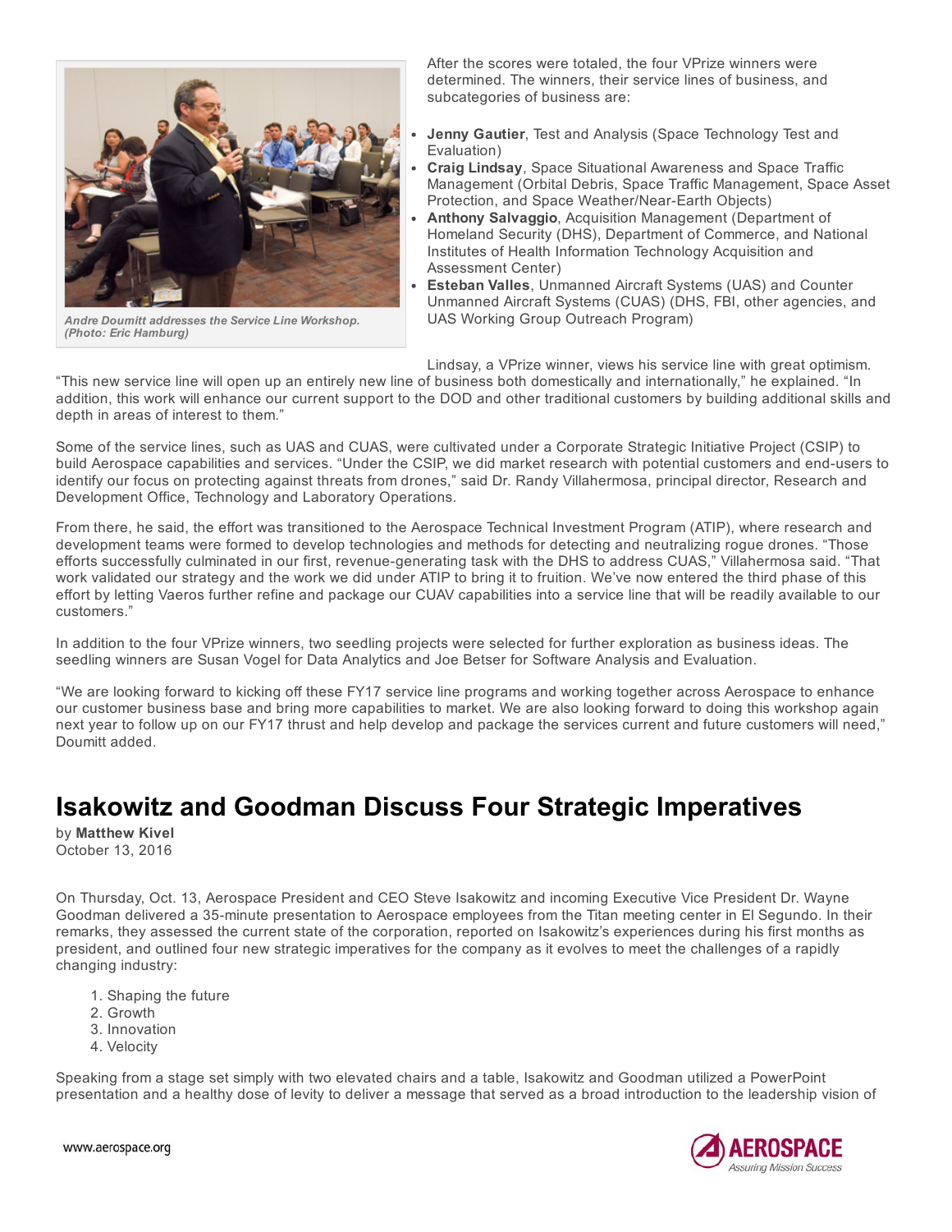Andre Doumitt addresses the Service Line Workshop. (Photo: Eric Hamburg)

After the scores were totaled, the four VPrize winners were determined. The winners, their service lines of business, and subcategories of business are:

- **Jenny Gautier**, Test and Analysis (Space Technology Test and Evaluation)
- **Craig Lindsay**, Space Situational Awareness and Space Traffic Management (Orbital Debris, Space Traffic Management, Space Asset Protection, and Space Weather/Near-Earth Objects)
- **Anthony Salvaggio**, Acquisition Management (Department of Homeland Security (DHS), Department of Commerce, and National Institutes of Health Information Technology Acquisition and Assessment Center)
- **Esteban Valles**, Unmanned Aircraft Systems (UAS) and Counter Unmanned Aircraft Systems (CUAS) (DHS, FBI, other agencies, and UAS Working Group Outreach Program)

Lindsay, a VPrize winner, views his service line with great optimism. “This new service line will open up an entirely new line of business both domestically and internationally,” he explained. “In addition, this work will enhance our current support to the DOD and other traditional customers by building additional skills and depth in areas of interest to them.”

Some of the service lines, such as UAS and CUAS, were cultivated under a Corporate Strategic Initiative Project (CSIP) to build Aerospace capabilities and services. “Under the CSIP, we did market research with potential customers and end-users to identify our focus on protecting against threats from drones,” said Dr. Randy Villahermosa, principal director, Research and Development Office, Technology and Laboratory Operations.

From there, he said, the effort was transitioned to the Aerospace Technical Investment Program (ATIP), where research and development teams were formed to develop technologies and methods for detecting and neutralizing rogue drones. “Those efforts successfully culminated in our first, revenue-generating task with the DHS to address CUAS,” Villahermosa said. “That work validated our strategy and the work we did under ATIP to bring it to fruition. We’ve now entered the third phase of this effort by letting Vaeros further refine and package our CUAV capabilities into a service line that will be readily available to our customers.”

In addition to the four VPrize winners, two seedling projects were selected for further exploration as business ideas. The seedling winners are Susan Vogel for Data Analytics and Joe Betser for Software Analysis and Evaluation.

“We are looking forward to kicking off these FY17 service line programs and working together across Aerospace to enhance our customer business base and bring more capabilities to market. We are also looking forward to doing this workshop again next year to follow up on our FY17 thrust and help develop and package the services current and future customers will need,” Doumitt added.

# Isakowitz and Goodman Discuss Four Strategic Imperatives

by **Matthew Kivel**
October 13, 2016

On Thursday, Oct. 13, Aerospace President and CEO Steve Isakowitz and incoming Executive Vice President Dr. Wayne Goodman delivered a 35-minute presentation to Aerospace employees from the Titan meeting center in El Segundo. In their remarks, they assessed the current state of the corporation, reported on Isakowitz’s experiences during his first months as president, and outlined four new strategic imperatives for the company as it evolves to meet the challenges of a rapidly changing industry:

1. Shaping the future
2. Growth
3. Innovation
4. Velocity

Speaking from a stage set simply with two elevated chairs and a table, Isakowitz and Goodman utilized a PowerPoint presentation and a healthy dose of levity to deliver a message that served as a broad introduction to the leadership vision of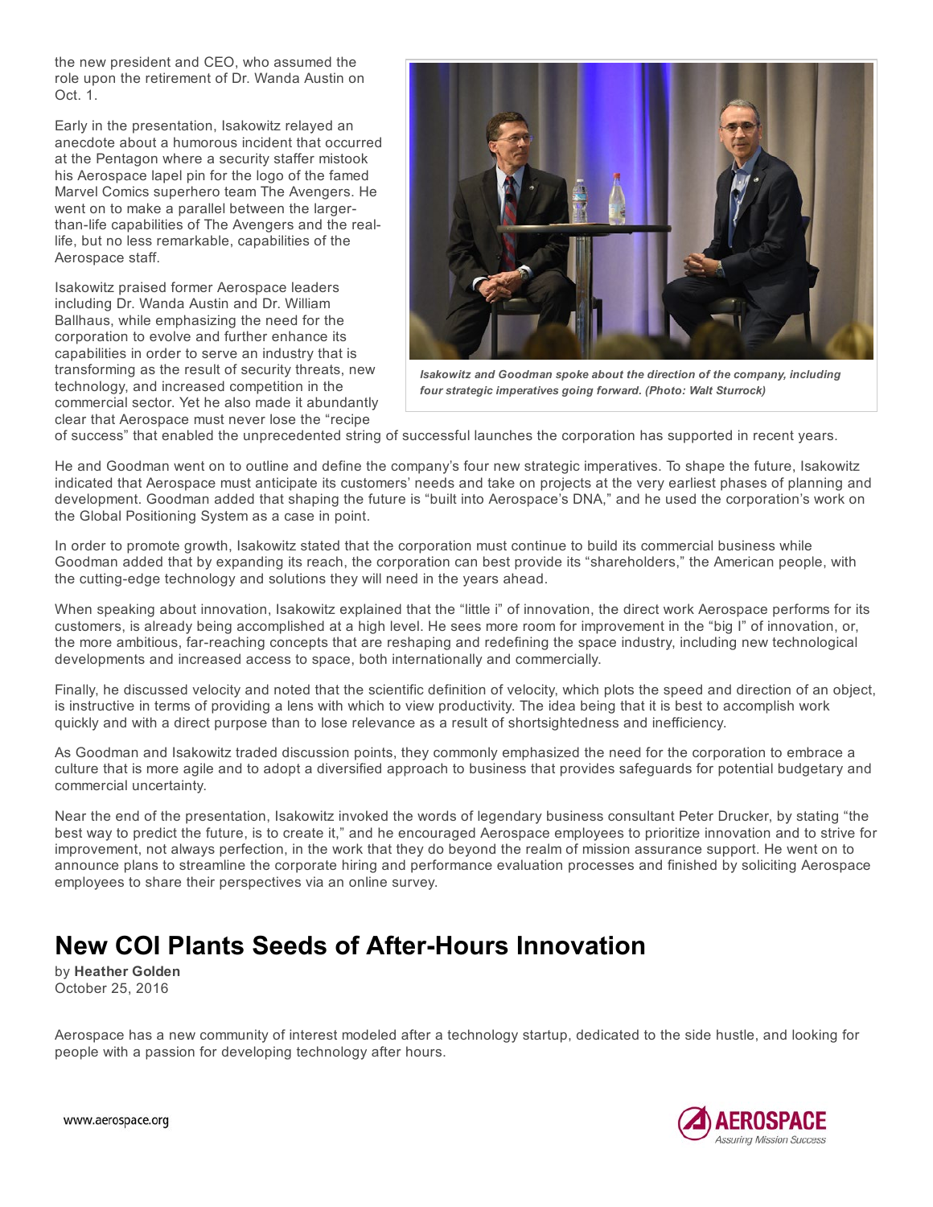the new president and CEO, who assumed the role upon the retirement of Dr. Wanda Austin on Oct. 1.

Early in the presentation, Isakowitz relayed an anecdote about a humorous incident that occurred at the Pentagon where a security staffer mistook his Aerospace lapel pin for the logo of the famed Marvel Comics superhero team The Avengers. He went on to make a parallel between the larger-than-life capabilities of The Avengers and the real-life, but no less remarkable, capabilities of the Aerospace staff.

Isakowitz praised former Aerospace leaders including Dr. Wanda Austin and Dr. William Ballhaus, while emphasizing the need for the corporation to evolve and further enhance its capabilities in order to serve an industry that is transforming as the result of security threats, new technology, and increased competition in the commercial sector. Yet he also made it abundantly clear that Aerospace must never lose the "recipe of success" that enabled the unprecedented string of successful launches the corporation has supported in recent years.

*Isakowitz and Goodman spoke about the direction of the company, including four strategic imperatives going forward. (Photo: Walt Sturrock)*

He and Goodman went on to outline and define the company's four new strategic imperatives. To shape the future, Isakowitz indicated that Aerospace must anticipate its customers' needs and take on projects at the very earliest phases of planning and development. Goodman added that shaping the future is "built into Aerospace's DNA," and he used the corporation's work on the Global Positioning System as a case in point.

In order to promote growth, Isakowitz stated that the corporation must continue to build its commercial business while Goodman added that by expanding its reach, the corporation can best provide its "shareholders," the American people, with the cutting-edge technology and solutions they will need in the years ahead.

When speaking about innovation, Isakowitz explained that the "little i" of innovation, the direct work Aerospace performs for its customers, is already being accomplished at a high level. He sees more room for improvement in the "big I" of innovation, or, the more ambitious, far-reaching concepts that are reshaping and redefining the space industry, including new technological developments and increased access to space, both internationally and commercially.

Finally, he discussed velocity and noted that the scientific definition of velocity, which plots the speed and direction of an object, is instructive in terms of providing a lens with which to view productivity. The idea being that it is best to accomplish work quickly and with a direct purpose than to lose relevance as a result of shortsightedness and inefficiency.

As Goodman and Isakowitz traded discussion points, they commonly emphasized the need for the corporation to embrace a culture that is more agile and to adopt a diversified approach to business that provides safeguards for potential budgetary and commercial uncertainty.

Near the end of the presentation, Isakowitz invoked the words of legendary business consultant Peter Drucker, by stating "the best way to predict the future, is to create it," and he encouraged Aerospace employees to prioritize innovation and to strive for improvement, not always perfection, in the work that they do beyond the realm of mission assurance support. He went on to announce plans to streamline the corporate hiring and performance evaluation processes and finished by soliciting Aerospace employees to share their perspectives via an online survey.

## New COI Plants Seeds of After-Hours Innovation

by **Heather Golden**
October 25, 2016

Aerospace has a new community of interest modeled after a technology startup, dedicated to the side hustle, and looking for people with a passion for developing technology after hours.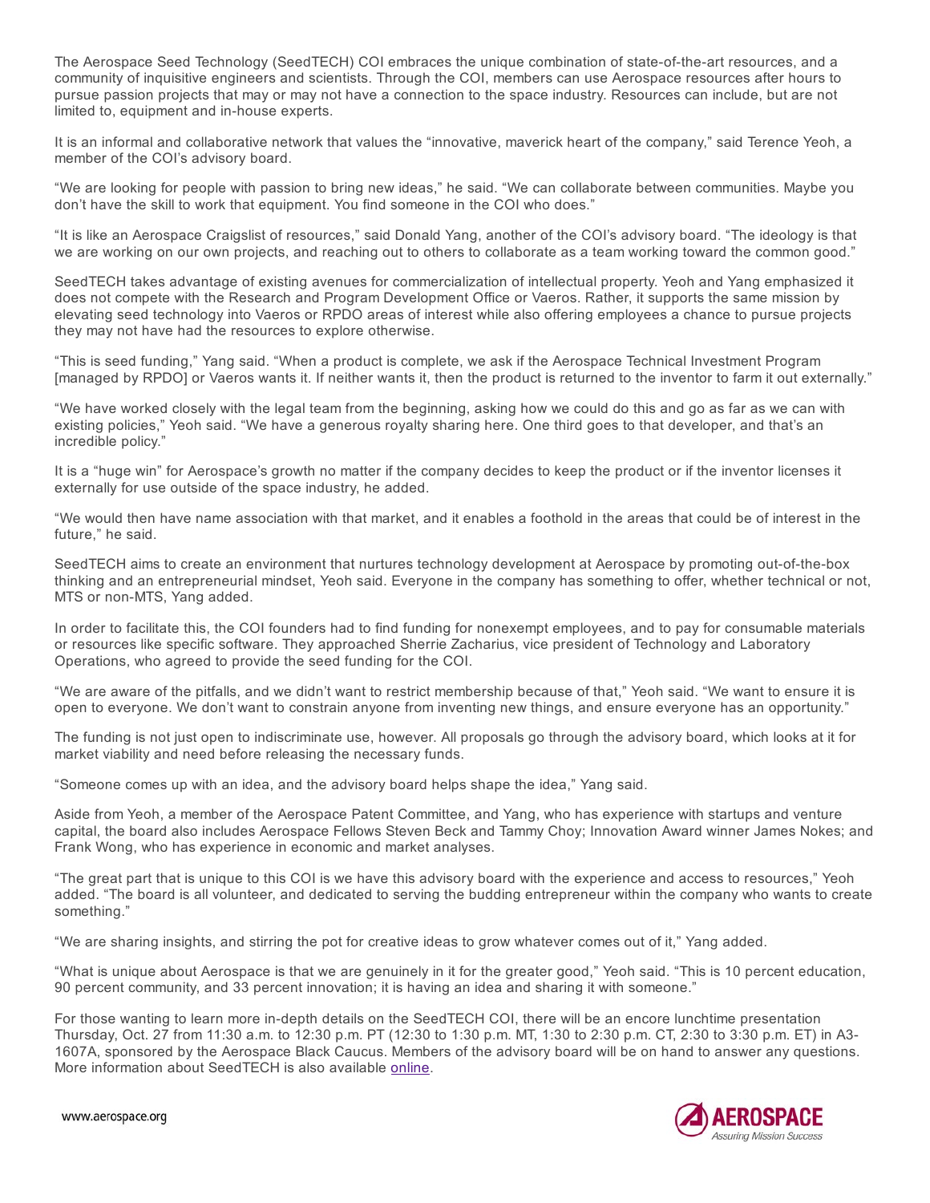The Aerospace Seed Technology (SeedTECH) COI embraces the unique combination of state-of-the-art resources, and a community of inquisitive engineers and scientists. Through the COI, members can use Aerospace resources after hours to pursue passion projects that may or may not have a connection to the space industry. Resources can include, but are not limited to, equipment and in-house experts.

It is an informal and collaborative network that values the "innovative, maverick heart of the company," said Terence Yeoh, a member of the COI's advisory board.

"We are looking for people with passion to bring new ideas," he said. "We can collaborate between communities. Maybe you don't have the skill to work that equipment. You find someone in the COI who does."

"It is like an Aerospace Craigslist of resources," said Donald Yang, another of the COI's advisory board. "The ideology is that we are working on our own projects, and reaching out to others to collaborate as a team working toward the common good."

SeedTECH takes advantage of existing avenues for commercialization of intellectual property. Yeoh and Yang emphasized it does not compete with the Research and Program Development Office or Vaeros. Rather, it supports the same mission by elevating seed technology into Vaeros or RPDO areas of interest while also offering employees a chance to pursue projects they may not have had the resources to explore otherwise.

"This is seed funding," Yang said. "When a product is complete, we ask if the Aerospace Technical Investment Program [managed by RPDO] or Vaeros wants it. If neither wants it, then the product is returned to the inventor to farm it out externally."

"We have worked closely with the legal team from the beginning, asking how we could do this and go as far as we can with existing policies," Yeoh said. "We have a generous royalty sharing here. One third goes to that developer, and that's an incredible policy."

It is a "huge win" for Aerospace's growth no matter if the company decides to keep the product or if the inventor licenses it externally for use outside of the space industry, he added.

"We would then have name association with that market, and it enables a foothold in the areas that could be of interest in the future," he said.

SeedTECH aims to create an environment that nurtures technology development at Aerospace by promoting out-of-the-box thinking and an entrepreneurial mindset, Yeoh said. Everyone in the company has something to offer, whether technical or not, MTS or non-MTS, Yang added.

In order to facilitate this, the COI founders had to find funding for nonexempt employees, and to pay for consumable materials or resources like specific software. They approached Sherrie Zacharius, vice president of Technology and Laboratory Operations, who agreed to provide the seed funding for the COI.

"We are aware of the pitfalls, and we didn't want to restrict membership because of that," Yeoh said. "We want to ensure it is open to everyone. We don't want to constrain anyone from inventing new things, and ensure everyone has an opportunity."

The funding is not just open to indiscriminate use, however. All proposals go through the advisory board, which looks at it for market viability and need before releasing the necessary funds.

"Someone comes up with an idea, and the advisory board helps shape the idea," Yang said.

Aside from Yeoh, a member of the Aerospace Patent Committee, and Yang, who has experience with startups and venture capital, the board also includes Aerospace Fellows Steven Beck and Tammy Choy; Innovation Award winner James Nokes; and Frank Wong, who has experience in economic and market analyses.

"The great part that is unique to this COI is we have this advisory board with the experience and access to resources," Yeoh added. "The board is all volunteer, and dedicated to serving the budding entrepreneur within the company who wants to create something."

"We are sharing insights, and stirring the pot for creative ideas to grow whatever comes out of it," Yang added.

"What is unique about Aerospace is that we are genuinely in it for the greater good," Yeoh said. "This is 10 percent education, 90 percent community, and 33 percent innovation; it is having an idea and sharing it with someone."

For those wanting to learn more in-depth details on the SeedTECH COI, there will be an encore lunchtime presentation Thursday, Oct. 27 from 11:30 a.m. to 12:30 p.m. PT (12:30 to 1:30 p.m. MT, 1:30 to 2:30 p.m. CT, 2:30 to 3:30 p.m. ET) in A3-1607A, sponsored by the Aerospace Black Caucus. Members of the advisory board will be on hand to answer any questions. More information about SeedTECH is also available online.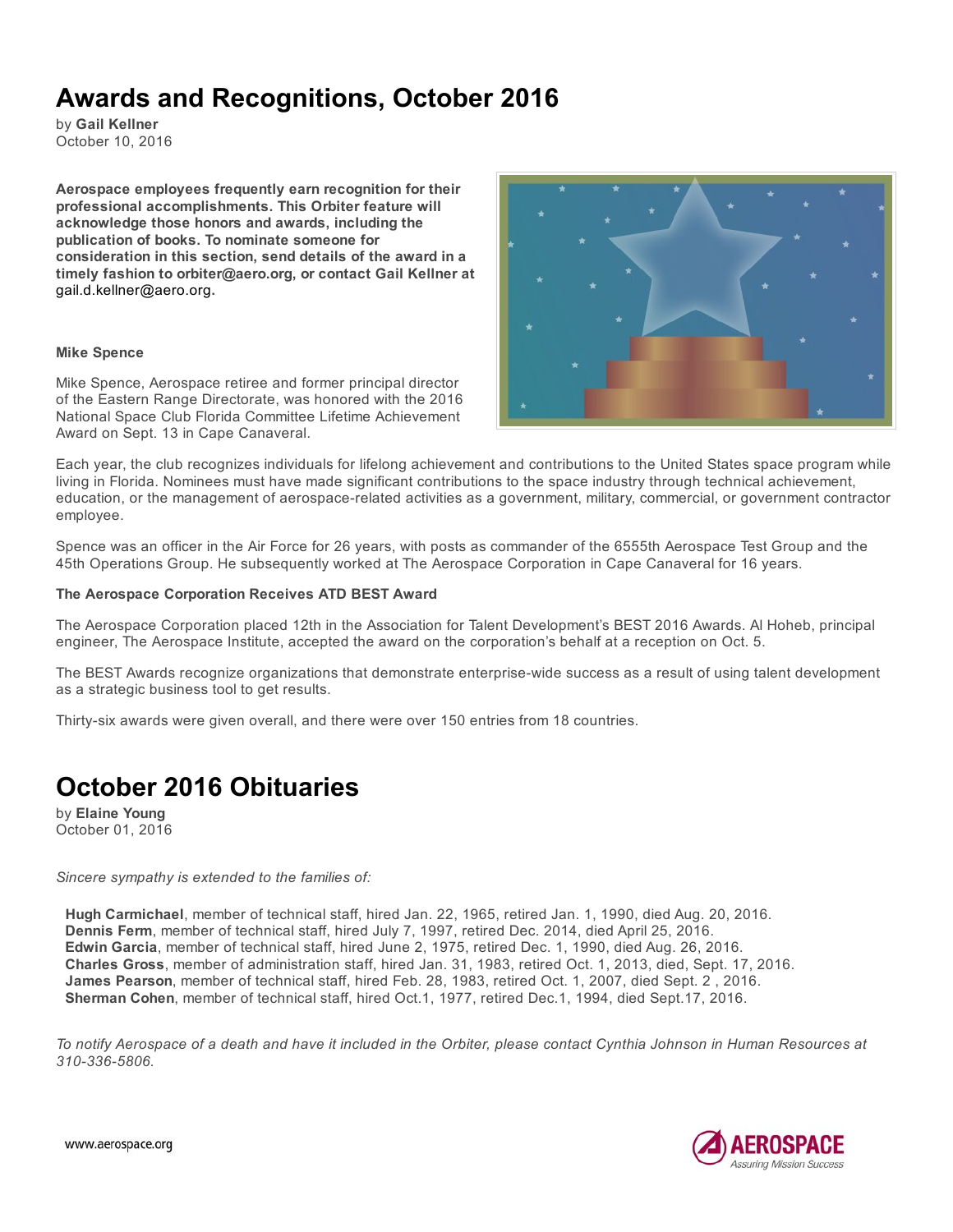# Awards and Recognitions, October 2016

by **Gail Kellner**
October 10, 2016

**Aerospace employees frequently earn recognition for their professional accomplishments. This Orbiter feature will acknowledge those honors and awards, including the publication of books. To nominate someone for consideration in this section, send details of the award in a timely fashion to orbiter@aero.org, or contact Gail Kellner at** gail.d.kellner@aero.org.

**Mike Spence**

Mike Spence, Aerospace retiree and former principal director of the Eastern Range Directorate, was honored with the 2016 National Space Club Florida Committee Lifetime Achievement Award on Sept. 13 in Cape Canaveral.

Each year, the club recognizes individuals for lifelong achievement and contributions to the United States space program while living in Florida. Nominees must have made significant contributions to the space industry through technical achievement, education, or the management of aerospace-related activities as a government, military, commercial, or government contractor employee.

Spence was an officer in the Air Force for 26 years, with posts as commander of the 6555th Aerospace Test Group and the 45th Operations Group. He subsequently worked at The Aerospace Corporation in Cape Canaveral for 16 years.

**The Aerospace Corporation Receives ATD BEST Award**

The Aerospace Corporation placed 12th in the Association for Talent Development's BEST 2016 Awards. Al Hoheb, principal engineer, The Aerospace Institute, accepted the award on the corporation's behalf at a reception on Oct. 5.

The BEST Awards recognize organizations that demonstrate enterprise-wide success as a result of using talent development as a strategic business tool to get results.

Thirty-six awards were given overall, and there were over 150 entries from 18 countries.

# October 2016 Obituaries

by **Elaine Young**
October 01, 2016

*Sincere sympathy is extended to the families of:*

**Hugh Carmichael**, member of technical staff, hired Jan. 22, 1965, retired Jan. 1, 1990, died Aug. 20, 2016.
**Dennis Ferm**, member of technical staff, hired July 7, 1997, retired Dec. 2014, died April 25, 2016.
**Edwin Garcia**, member of technical staff, hired June 2, 1975, retired Dec. 1, 1990, died Aug. 26, 2016.
**Charles Gross**, member of administration staff, hired Jan. 31, 1983, retired Oct. 1, 2013, died, Sept. 17, 2016.
**James Pearson**, member of technical staff, hired Feb. 28, 1983, retired Oct. 1, 2007, died Sept. 2 , 2016.
**Sherman Cohen**, member of technical staff, hired Oct.1, 1977, retired Dec.1, 1994, died Sept.17, 2016.

*To notify Aerospace of a death and have it included in the Orbiter, please contact Cynthia Johnson in Human Resources at 310-336-5806.*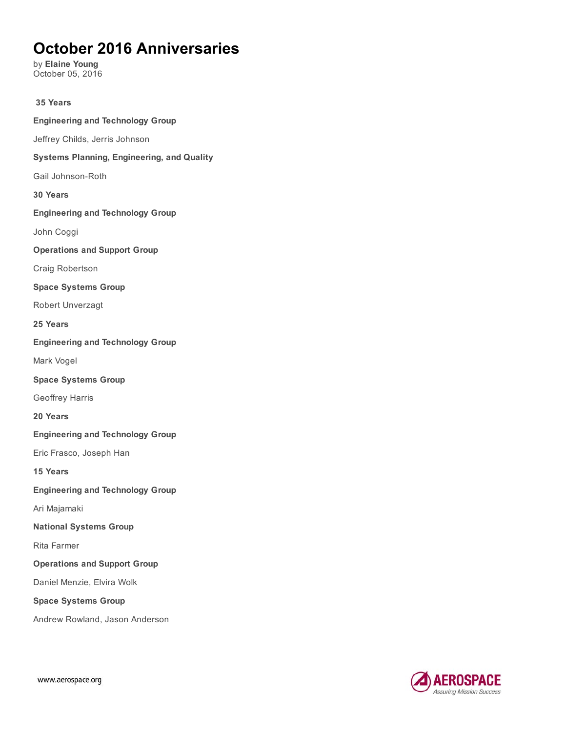# October 2016 Anniversaries

by **Elaine Young**
October 05, 2016

**35 Years**

**Engineering and Technology Group**

Jeffrey Childs, Jerris Johnson

**Systems Planning, Engineering, and Quality**

Gail Johnson-Roth

**30 Years**

**Engineering and Technology Group**

John Coggi

**Operations and Support Group**

Craig Robertson

**Space Systems Group**

Robert Unverzagt

**25 Years**

**Engineering and Technology Group**

Mark Vogel

**Space Systems Group**

Geoffrey Harris

**20 Years**

**Engineering and Technology Group**

Eric Frasco, Joseph Han

**15 Years**

**Engineering and Technology Group**

Ari Majamaki

**National Systems Group**

Rita Farmer

**Operations and Support Group**

Daniel Menzie, Elvira Wolk

**Space Systems Group**

Andrew Rowland, Jason Anderson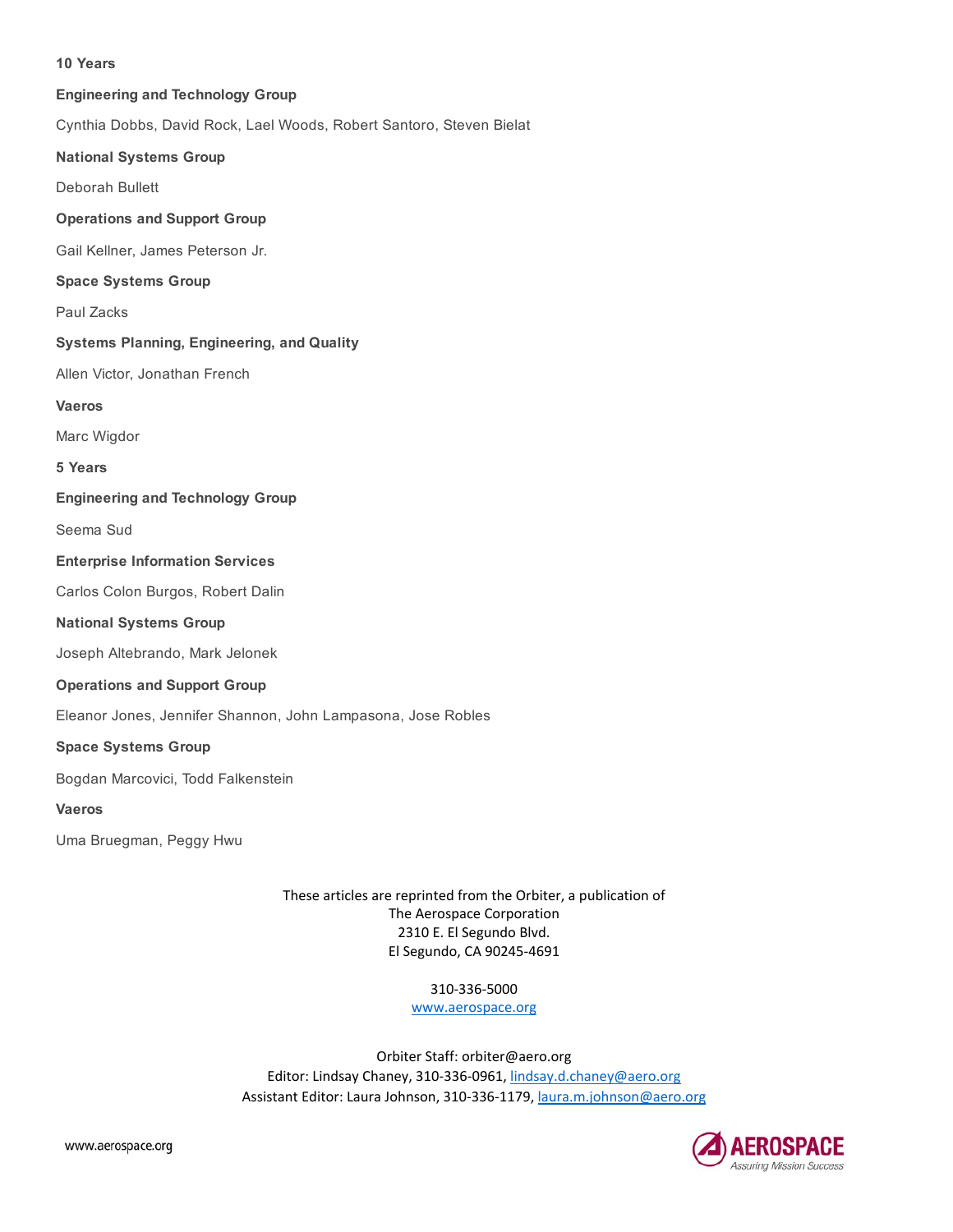**10 Years**

**Engineering and Technology Group**

Cynthia Dobbs, David Rock, Lael Woods, Robert Santoro, Steven Bielat

**National Systems Group**

Deborah Bullett

**Operations and Support Group**

Gail Kellner, James Peterson Jr.

**Space Systems Group**

Paul Zacks

**Systems Planning, Engineering, and Quality**

Allen Victor, Jonathan French

**Vaeros**

Marc Wigdor

**5 Years**

**Engineering and Technology Group**

Seema Sud

**Enterprise Information Services**

Carlos Colon Burgos, Robert Dalin

**National Systems Group**

Joseph Altebrando, Mark Jelonek

**Operations and Support Group**

Eleanor Jones, Jennifer Shannon, John Lampasona, Jose Robles

**Space Systems Group**

Bogdan Marcovici, Todd Falkenstein

**Vaeros**

Uma Bruegman, Peggy Hwu

These articles are reprinted from the Orbiter, a publication of
The Aerospace Corporation
2310 E. El Segundo Blvd.
El Segundo, CA 90245-4691

310-336-5000
www.aerospace.org

Orbiter Staff: orbiter@aero.org
Editor: Lindsay Chaney, 310-336-0961, lindsay.d.chaney@aero.org
Assistant Editor: Laura Johnson, 310-336-1179, laura.m.johnson@aero.org